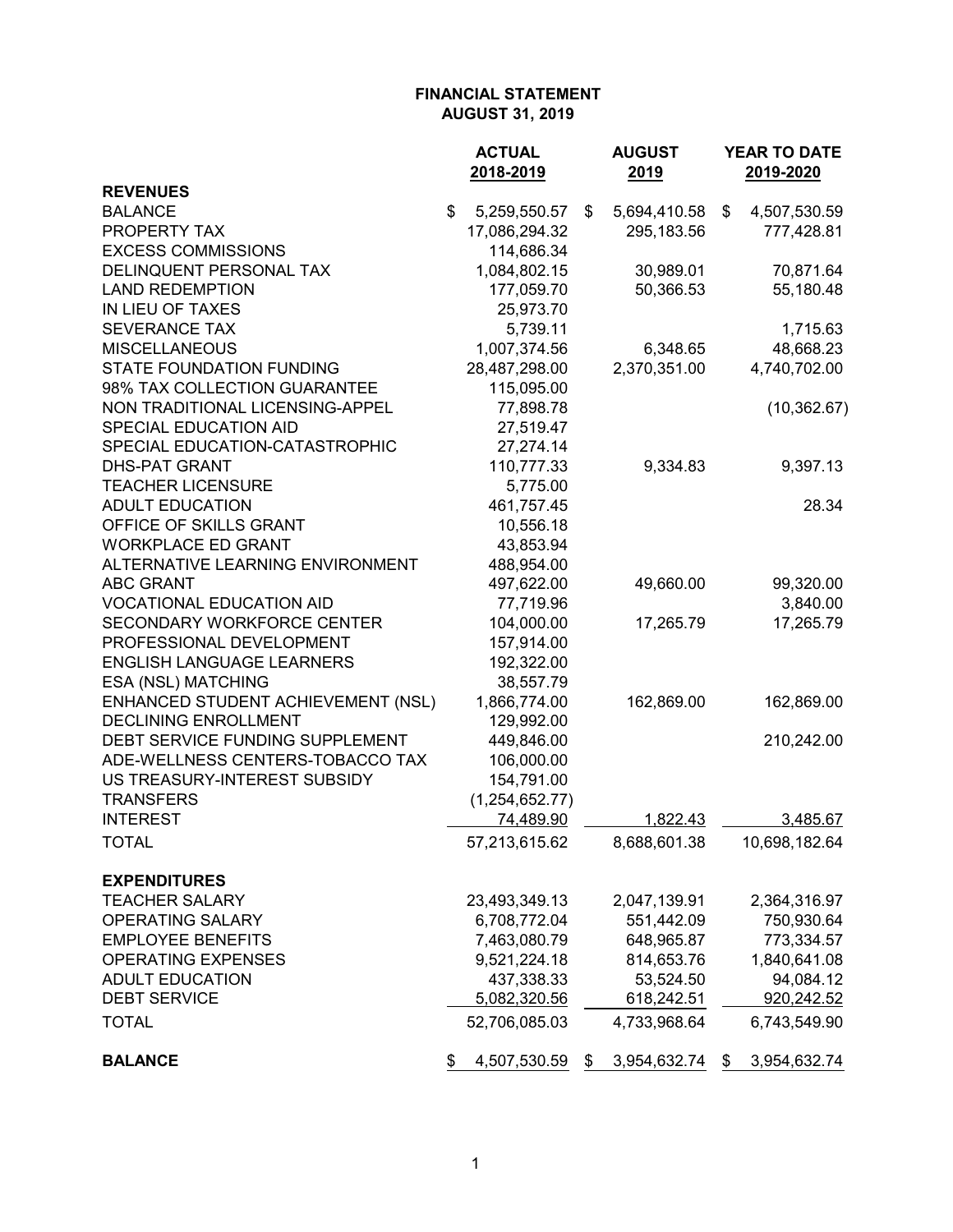# FINANCIAL STATEMENT
## AUGUST 31, 2019

| | ACTUAL 2018-2019 | AUGUST 2019 | YEAR TO DATE 2019-2020 |
|---|---|---|---|
| **REVENUES** | | | |
| BALANCE | $ 5,259,550.57 | $ 5,694,410.58 | $ 4,507,530.59 |
| PROPERTY TAX | 17,086,294.32 | 295,183.56 | 777,428.81 |
| EXCESS COMMISSIONS | 114,686.34 | | |
| DELINQUENT PERSONAL TAX | 1,084,802.15 | 30,989.01 | 70,871.64 |
| LAND REDEMPTION | 177,059.70 | 50,366.53 | 55,180.48 |
| IN LIEU OF TAXES | 25,973.70 | | |
| SEVERANCE TAX | 5,739.11 | | 1,715.63 |
| MISCELLANEOUS | 1,007,374.56 | 6,348.65 | 48,668.23 |
| STATE FOUNDATION FUNDING | 28,487,298.00 | 2,370,351.00 | 4,740,702.00 |
| 98% TAX COLLECTION GUARANTEE | 115,095.00 | | |
| NON TRADITIONAL LICENSING-APPEL | 77,898.78 | | (10,362.67) |
| SPECIAL EDUCATION AID | 27,519.47 | | |
| SPECIAL EDUCATION-CATASTROPHIC | 27,274.14 | | |
| DHS-PAT GRANT | 110,777.33 | 9,334.83 | 9,397.13 |
| TEACHER LICENSURE | 5,775.00 | | |
| ADULT EDUCATION | 461,757.45 | | 28.34 |
| OFFICE OF SKILLS GRANT | 10,556.18 | | |
| WORKPLACE ED GRANT | 43,853.94 | | |
| ALTERNATIVE LEARNING ENVIRONMENT | 488,954.00 | | |
| ABC GRANT | 497,622.00 | 49,660.00 | 99,320.00 |
| VOCATIONAL EDUCATION AID | 77,719.96 | | 3,840.00 |
| SECONDARY WORKFORCE CENTER | 104,000.00 | 17,265.79 | 17,265.79 |
| PROFESSIONAL DEVELOPMENT | 157,914.00 | | |
| ENGLISH LANGUAGE LEARNERS | 192,322.00 | | |
| ESA (NSL) MATCHING | 38,557.79 | | |
| ENHANCED STUDENT ACHIEVEMENT (NSL) | 1,866,774.00 | 162,869.00 | 162,869.00 |
| DECLINING ENROLLMENT | 129,992.00 | | |
| DEBT SERVICE FUNDING SUPPLEMENT | 449,846.00 | | 210,242.00 |
| ADE-WELLNESS CENTERS-TOBACCO TAX | 106,000.00 | | |
| US TREASURY-INTEREST SUBSIDY | 154,791.00 | | |
| TRANSFERS | (1,254,652.77) | | |
| INTEREST | 74,489.90 | 1,822.43 | 3,485.67 |
| TOTAL | 57,213,615.62 | 8,688,601.38 | 10,698,182.64 |
| **EXPENDITURES** | | | |
| TEACHER SALARY | 23,493,349.13 | 2,047,139.91 | 2,364,316.97 |
| OPERATING SALARY | 6,708,772.04 | 551,442.09 | 750,930.64 |
| EMPLOYEE BENEFITS | 7,463,080.79 | 648,965.87 | 773,334.57 |
| OPERATING EXPENSES | 9,521,224.18 | 814,653.76 | 1,840,641.08 |
| ADULT EDUCATION | 437,338.33 | 53,524.50 | 94,084.12 |
| DEBT SERVICE | 5,082,320.56 | 618,242.51 | 920,242.52 |
| TOTAL | 52,706,085.03 | 4,733,968.64 | 6,743,549.90 |
| **BALANCE** | $ 4,507,530.59 | $ 3,954,632.74 | $ 3,954,632.74 |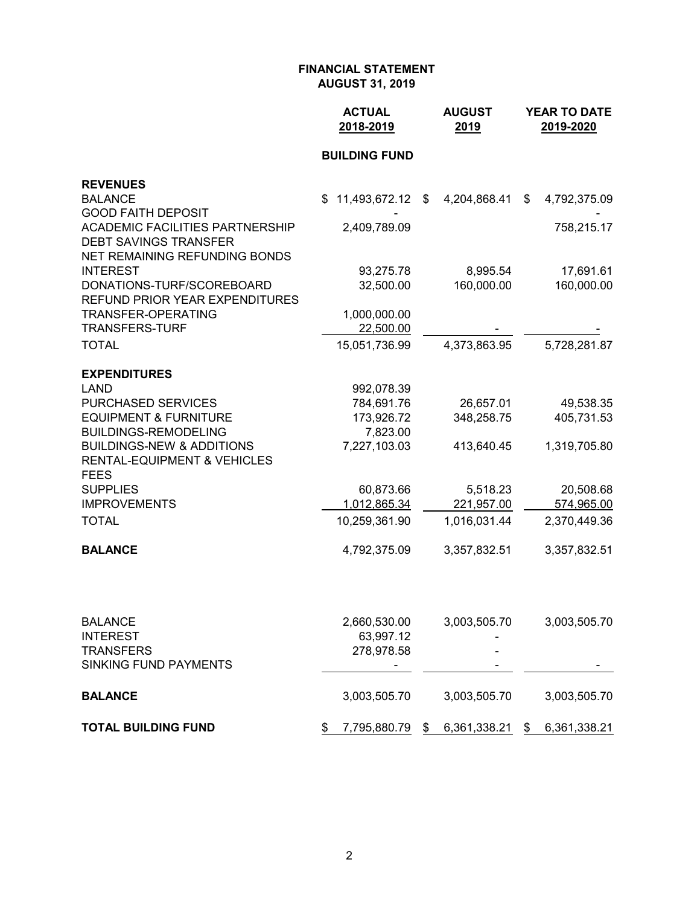**FINANCIAL STATEMENT**
**AUGUST 31, 2019**

| | ACTUAL 2018-2019 | AUGUST 2019 | YEAR TO DATE 2019-2020 |
|---|---|---|---|
| | **BUILDING FUND** | | |
| **REVENUES** | | | |
| BALANCE | $ 11,493,672.12 | $ 4,204,868.41 | $ 4,792,375.09 |
| GOOD FAITH DEPOSIT | - | | - |
| ACADEMIC FACILITIES PARTNERSHIP | 2,409,789.09 | | 758,215.17 |
| DEBT SAVINGS TRANSFER | | | |
| NET REMAINING REFUNDING BONDS | | | |
| INTEREST | 93,275.78 | 8,995.54 | 17,691.61 |
| DONATIONS-TURF/SCOREBOARD | 32,500.00 | 160,000.00 | 160,000.00 |
| REFUND PRIOR YEAR EXPENDITURES | | | |
| TRANSFER-OPERATING | 1,000,000.00 | | |
| TRANSFERS-TURF | 22,500.00 | - | - |
| TOTAL | 15,051,736.99 | 4,373,863.95 | 5,728,281.87 |
| **EXPENDITURES** | | | |
| LAND | 992,078.39 | | |
| PURCHASED SERVICES | 784,691.76 | 26,657.01 | 49,538.35 |
| EQUIPMENT & FURNITURE | 173,926.72 | 348,258.75 | 405,731.53 |
| BUILDINGS-REMODELING | 7,823.00 | | |
| BUILDINGS-NEW & ADDITIONS | 7,227,103.03 | 413,640.45 | 1,319,705.80 |
| RENTAL-EQUIPMENT & VEHICLES | | | |
| FEES | | | |
| SUPPLIES | 60,873.66 | 5,518.23 | 20,508.68 |
| IMPROVEMENTS | 1,012,865.34 | 221,957.00 | 574,965.00 |
| TOTAL | 10,259,361.90 | 1,016,031.44 | 2,370,449.36 |
| **BALANCE** | 4,792,375.09 | 3,357,832.51 | 3,357,832.51 |
| | | | |
| BALANCE | 2,660,530.00 | 3,003,505.70 | 3,003,505.70 |
| INTEREST | 63,997.12 | - | |
| TRANSFERS | 278,978.58 | - | |
| SINKING FUND PAYMENTS | - | - | - |
| **BALANCE** | 3,003,505.70 | 3,003,505.70 | 3,003,505.70 |
| **TOTAL BUILDING FUND** | $ 7,795,880.79 | $ 6,361,338.21 | $ 6,361,338.21 |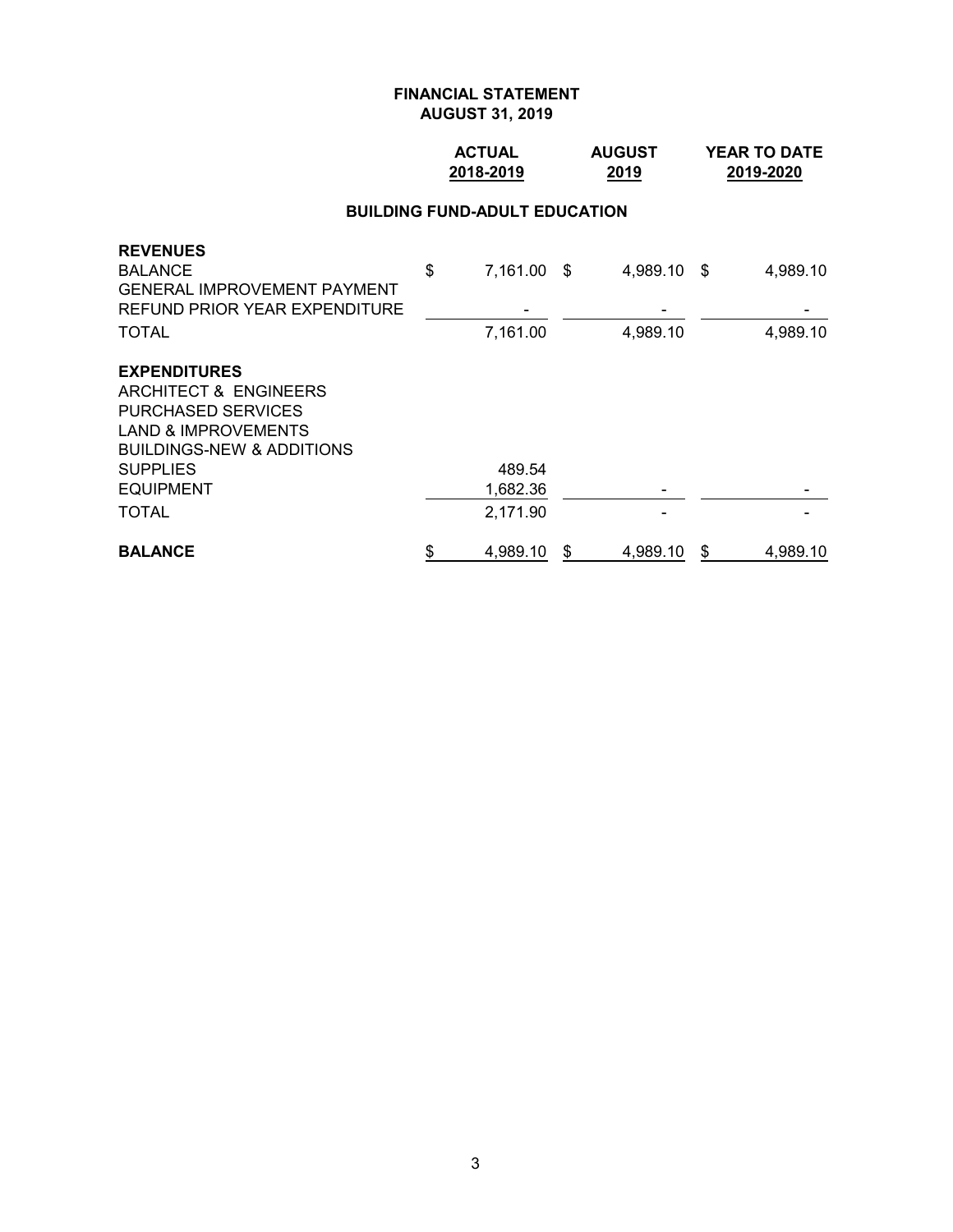# FINANCIAL STATEMENT
## AUGUST 31, 2019

| | ACTUAL 2018-2019 | AUGUST 2019 | YEAR TO DATE 2019-2020 |
|---|---|---|---|
| **BUILDING FUND-ADULT EDUCATION** | | | |
| **REVENUES** | | | |
| BALANCE | $ 7,161.00 | $ 4,989.10 | $ 4,989.10 |
| GENERAL IMPROVEMENT PAYMENT | | | |
| REFUND PRIOR YEAR EXPENDITURE | - | - | - |
| TOTAL | 7,161.00 | 4,989.10 | 4,989.10 |
| **EXPENDITURES** | | | |
| ARCHITECT & ENGINEERS | | | |
| PURCHASED SERVICES | | | |
| LAND & IMPROVEMENTS | | | |
| BUILDINGS-NEW & ADDITIONS | | | |
| SUPPLIES | 489.54 | | |
| EQUIPMENT | 1,682.36 | - | - |
| TOTAL | 2,171.90 | - | - |
| **BALANCE** | $ 4,989.10 | $ 4,989.10 | $ 4,989.10 |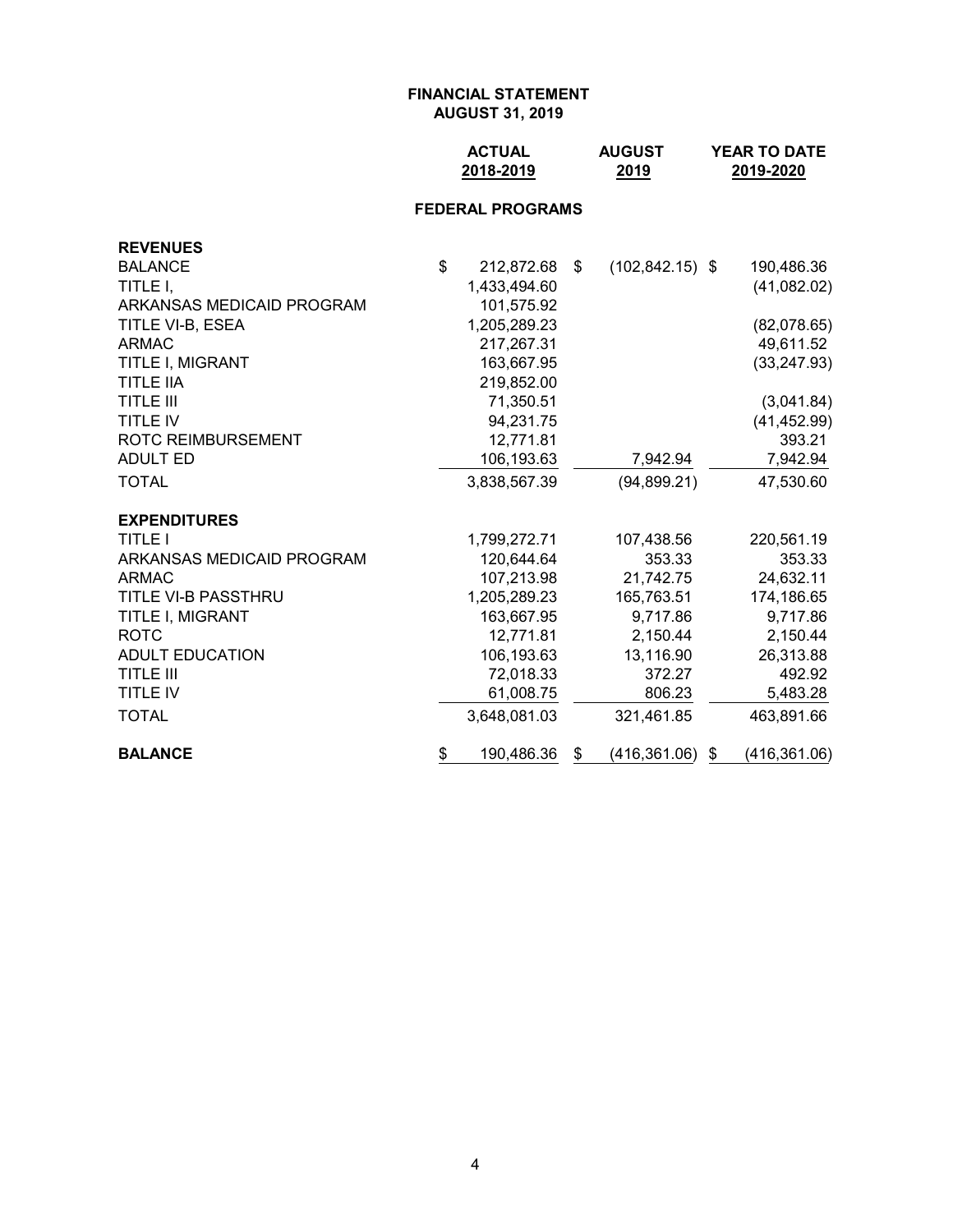**FINANCIAL STATEMENT**
**AUGUST 31, 2019**

| | ACTUAL 2018-2019 | AUGUST 2019 | YEAR TO DATE 2019-2020 |
|---|---|---|---|
| **FEDERAL PROGRAMS** | | | |
| **REVENUES** | | | |
| BALANCE | $ 212,872.68 | $ (102,842.15) | $ 190,486.36 |
| TITLE I, | 1,433,494.60 | | (41,082.02) |
| ARKANSAS MEDICAID PROGRAM | 101,575.92 | | |
| TITLE VI-B, ESEA | 1,205,289.23 | | (82,078.65) |
| ARMAC | 217,267.31 | | 49,611.52 |
| TITLE I, MIGRANT | 163,667.95 | | (33,247.93) |
| TITLE IIA | 219,852.00 | | |
| TITLE III | 71,350.51 | | (3,041.84) |
| TITLE IV | 94,231.75 | | (41,452.99) |
| ROTC REIMBURSEMENT | 12,771.81 | | 393.21 |
| ADULT ED | 106,193.63 | 7,942.94 | 7,942.94 |
| TOTAL | 3,838,567.39 | (94,899.21) | 47,530.60 |
| **EXPENDITURES** | | | |
| TITLE I | 1,799,272.71 | 107,438.56 | 220,561.19 |
| ARKANSAS MEDICAID PROGRAM | 120,644.64 | 353.33 | 353.33 |
| ARMAC | 107,213.98 | 21,742.75 | 24,632.11 |
| TITLE VI-B PASSTHRU | 1,205,289.23 | 165,763.51 | 174,186.65 |
| TITLE I, MIGRANT | 163,667.95 | 9,717.86 | 9,717.86 |
| ROTC | 12,771.81 | 2,150.44 | 2,150.44 |
| ADULT EDUCATION | 106,193.63 | 13,116.90 | 26,313.88 |
| TITLE III | 72,018.33 | 372.27 | 492.92 |
| TITLE IV | 61,008.75 | 806.23 | 5,483.28 |
| TOTAL | 3,648,081.03 | 321,461.85 | 463,891.66 |
| **BALANCE** | $ 190,486.36 | $ (416,361.06) | $ (416,361.06) |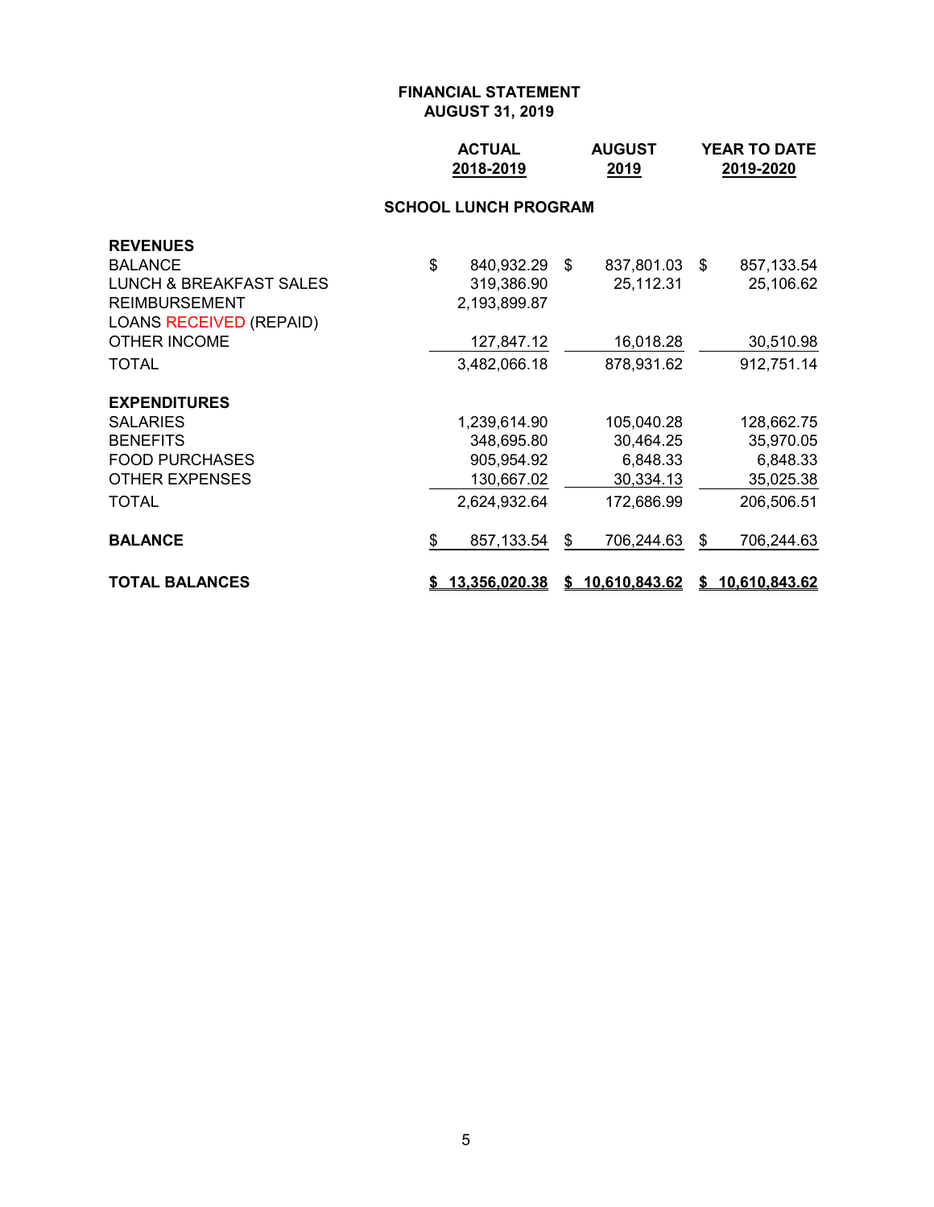**FINANCIAL STATEMENT**
**AUGUST 31, 2019**

| | ACTUAL 2018-2019 | AUGUST 2019 | YEAR TO DATE 2019-2020 |
|---|---|---|---|
| **SCHOOL LUNCH PROGRAM** | | | |
| **REVENUES** | | | |
| BALANCE | $ 840,932.29 | $ 837,801.03 | $ 857,133.54 |
| LUNCH & BREAKFAST SALES | 319,386.90 | 25,112.31 | 25,106.62 |
| REIMBURSEMENT | 2,193,899.87 | | |
| LOANS RECEIVED (REPAID) | | | |
| OTHER INCOME | 127,847.12 | 16,018.28 | 30,510.98 |
| TOTAL | 3,482,066.18 | 878,931.62 | 912,751.14 |
| **EXPENDITURES** | | | |
| SALARIES | 1,239,614.90 | 105,040.28 | 128,662.75 |
| BENEFITS | 348,695.80 | 30,464.25 | 35,970.05 |
| FOOD PURCHASES | 905,954.92 | 6,848.33 | 6,848.33 |
| OTHER EXPENSES | 130,667.02 | 30,334.13 | 35,025.38 |
| TOTAL | 2,624,932.64 | 172,686.99 | 206,506.51 |
| **BALANCE** | $ 857,133.54 | $ 706,244.63 | $ 706,244.63 |
| **TOTAL BALANCES** | **$ 13,356,020.38** | **$ 10,610,843.62** | **$ 10,610,843.62** |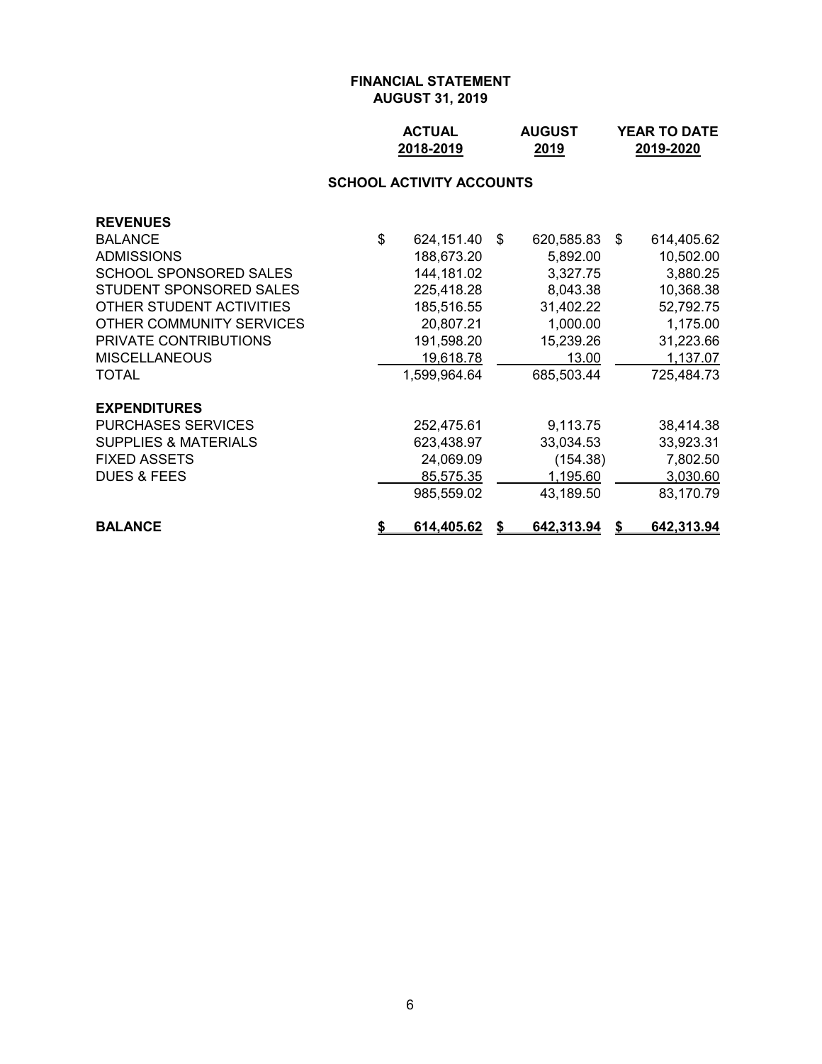# FINANCIAL STATEMENT
## AUGUST 31, 2019

### SCHOOL ACTIVITY ACCOUNTS

| | ACTUAL 2018-2019 | AUGUST 2019 | YEAR TO DATE 2019-2020 |
|---|---|---|---|
| **REVENUES** | | | |
| BALANCE | $ 624,151.40 | $ 620,585.83 | $ 614,405.62 |
| ADMISSIONS | 188,673.20 | 5,892.00 | 10,502.00 |
| SCHOOL SPONSORED SALES | 144,181.02 | 3,327.75 | 3,880.25 |
| STUDENT SPONSORED SALES | 225,418.28 | 8,043.38 | 10,368.38 |
| OTHER STUDENT ACTIVITIES | 185,516.55 | 31,402.22 | 52,792.75 |
| OTHER COMMUNITY SERVICES | 20,807.21 | 1,000.00 | 1,175.00 |
| PRIVATE CONTRIBUTIONS | 191,598.20 | 15,239.26 | 31,223.66 |
| MISCELLANEOUS | 19,618.78 | 13.00 | 1,137.07 |
| TOTAL | 1,599,964.64 | 685,503.44 | 725,484.73 |
| **EXPENDITURES** | | | |
| PURCHASES SERVICES | 252,475.61 | 9,113.75 | 38,414.38 |
| SUPPLIES & MATERIALS | 623,438.97 | 33,034.53 | 33,923.31 |
| FIXED ASSETS | 24,069.09 | (154.38) | 7,802.50 |
| DUES & FEES | 85,575.35 | 1,195.60 | 3,030.60 |
| | 985,559.02 | 43,189.50 | 83,170.79 |
| **BALANCE** | **$ 614,405.62** | **$ 642,313.94** | **$ 642,313.94** |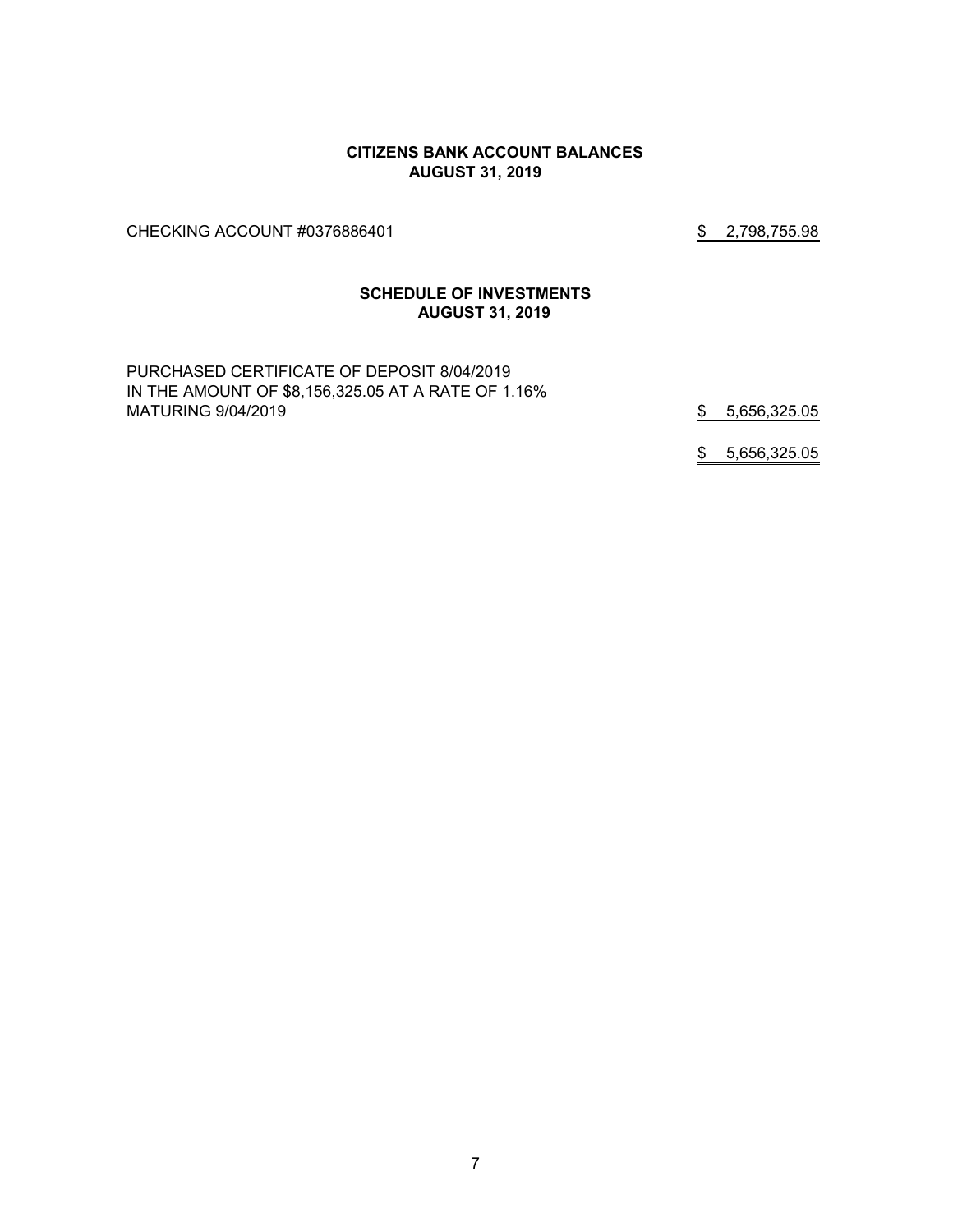## CITIZENS BANK ACCOUNT BALANCES
## AUGUST 31, 2019

| | |
|---|---|
| CHECKING ACCOUNT #0376886401 | $ 2,798,755.98 |

## SCHEDULE OF INVESTMENTS
## AUGUST 31, 2019

| | |
|---|---|
| PURCHASED CERTIFICATE OF DEPOSIT 8/04/2019 IN THE AMOUNT OF $8,156,325.05 AT A RATE OF 1.16% MATURING 9/04/2019 | $ 5,656,325.05 |
| | $ 5,656,325.05 |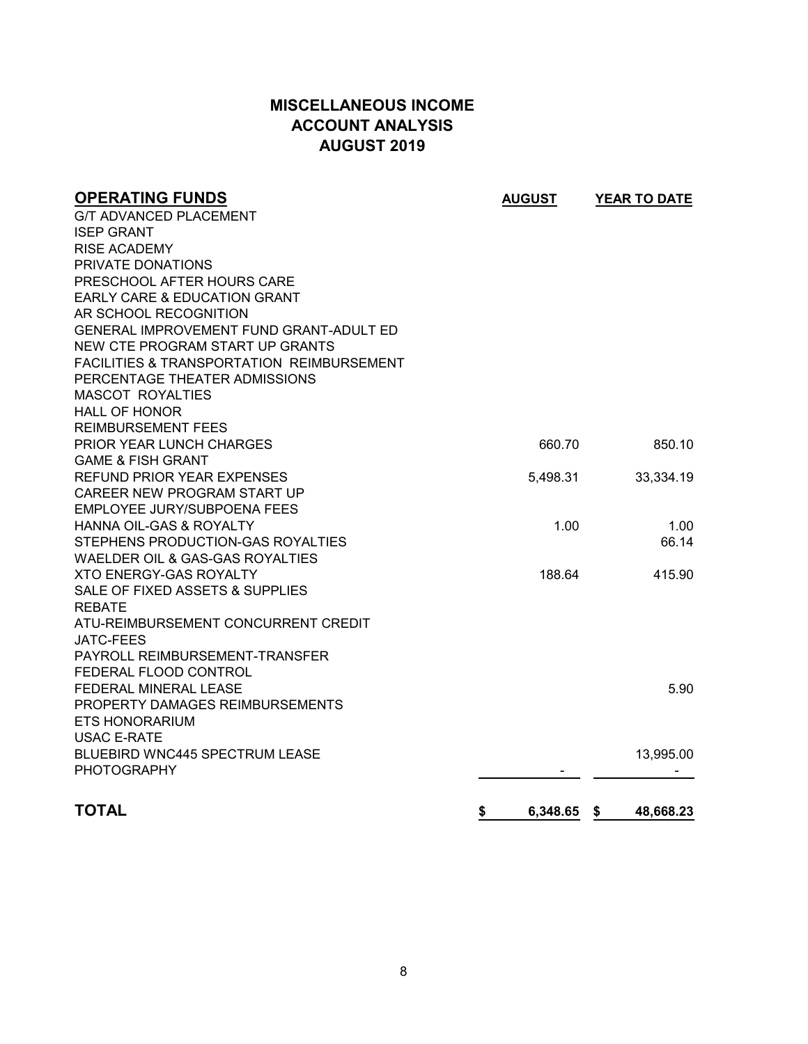# MISCELLANEOUS INCOME
# ACCOUNT ANALYSIS
# AUGUST 2019

| **OPERATING FUNDS** | **AUGUST** | **YEAR TO DATE** |
|---|---|---|
| G/T ADVANCED PLACEMENT | | |
| ISEP GRANT | | |
| RISE ACADEMY | | |
| PRIVATE DONATIONS | | |
| PRESCHOOL AFTER HOURS CARE | | |
| EARLY CARE & EDUCATION GRANT | | |
| AR SCHOOL RECOGNITION | | |
| GENERAL IMPROVEMENT FUND GRANT-ADULT ED | | |
| NEW CTE PROGRAM START UP GRANTS | | |
| FACILITIES & TRANSPORTATION REIMBURSEMENT | | |
| PERCENTAGE THEATER ADMISSIONS | | |
| MASCOT ROYALTIES | | |
| HALL OF HONOR | | |
| REIMBURSEMENT FEES | | |
| PRIOR YEAR LUNCH CHARGES | 660.70 | 850.10 |
| GAME & FISH GRANT | | |
| REFUND PRIOR YEAR EXPENSES | 5,498.31 | 33,334.19 |
| CAREER NEW PROGRAM START UP | | |
| EMPLOYEE JURY/SUBPOENA FEES | | |
| HANNA OIL-GAS & ROYALTY | 1.00 | 1.00 |
| STEPHENS PRODUCTION-GAS ROYALTIES | | 66.14 |
| WAELDER OIL & GAS-GAS ROYALTIES | | |
| XTO ENERGY-GAS ROYALTY | 188.64 | 415.90 |
| SALE OF FIXED ASSETS & SUPPLIES | | |
| REBATE | | |
| ATU-REIMBURSEMENT CONCURRENT CREDIT | | |
| JATC-FEES | | |
| PAYROLL REIMBURSEMENT-TRANSFER | | |
| FEDERAL FLOOD CONTROL | | |
| FEDERAL MINERAL LEASE | | 5.90 |
| PROPERTY DAMAGES REIMBURSEMENTS | | |
| ETS HONORARIUM | | |
| USAC E-RATE | | |
| BLUEBIRD WNC445 SPECTRUM LEASE | | 13,995.00 |
| PHOTOGRAPHY | - | - |
| **TOTAL** | **$ 6,348.65** | **$ 48,668.23** |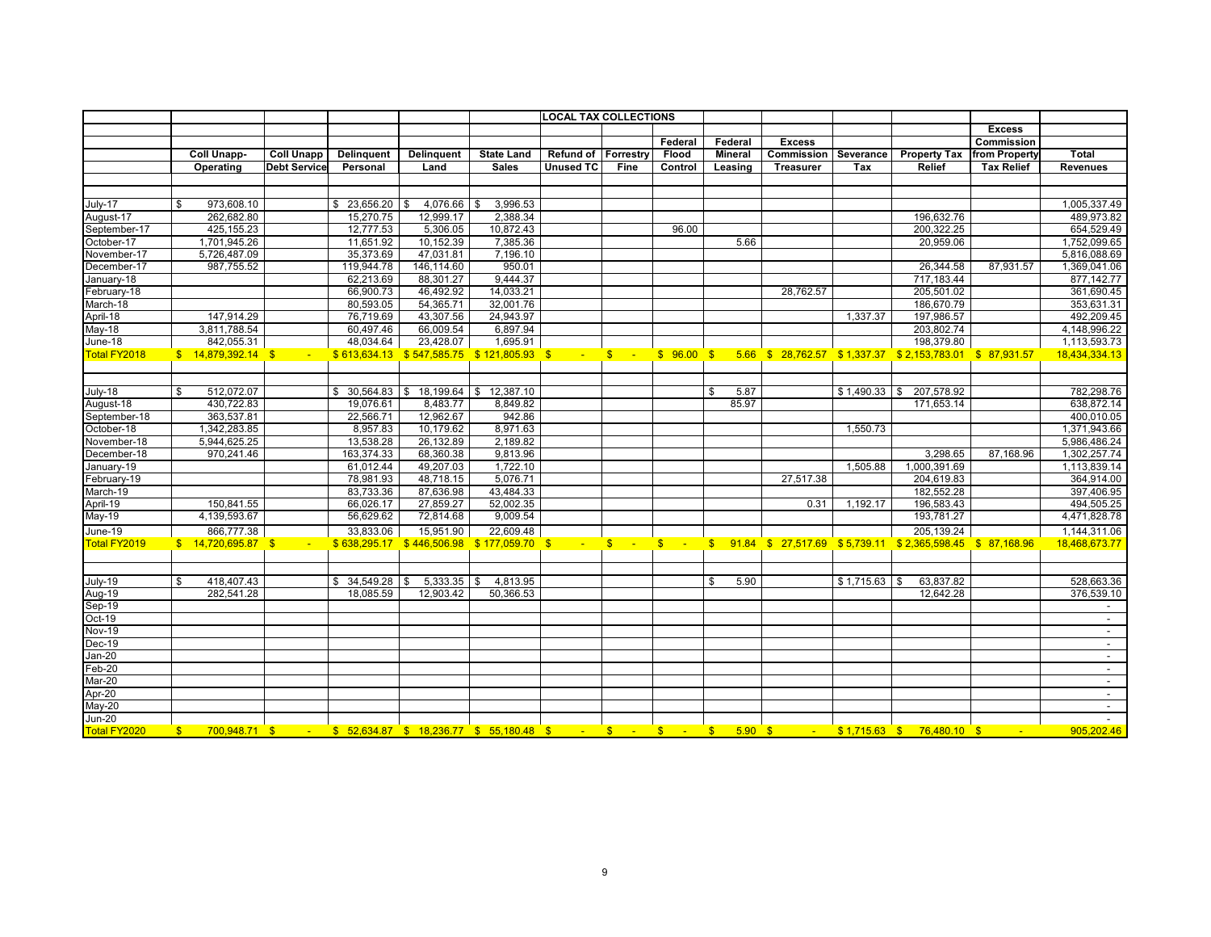| | | | | | | LOCAL TAX COLLECTIONS | | | | | | | | |
|---|---|---|---|---|---|---|---|---|---|---|---|---|---|---|
| | | | | | | | | | | | | | Excess | |
| | | | | | | | | Federal | Federal | Excess | | | Commission | |
| | Coll Unapp-Operating | Coll Unapp Debt Service | Delinquent Personal | Delinquent Land | State Land Sales | Refund of Unused TC | Forrestry Fine | Flood Control | Mineral Leasing | Commission Treasurer | Severance Tax | Property Tax Relief | from Property Tax Relief | Total Revenues |
| July-17 | $ 973,608.10 | | $ 23,656.20 | $ 4,076.66 | $ 3,996.53 | | | | | | | | | 1,005,337.49 |
| August-17 | 262,682.80 | | 15,270.75 | 12,999.17 | 2,388.34 | | | | | | | 196,632.76 | | 489,973.82 |
| September-17 | 425,155.23 | | 12,777.53 | 5,306.05 | 10,872.43 | | | 96.00 | | | | 200,322.25 | | 654,529.49 |
| October-17 | 1,701,945.26 | | 11,651.92 | 10,152.39 | 7,385.36 | | | | 5.66 | | | 20,959.06 | | 1,752,099.65 |
| November-17 | 5,726,487.09 | | 35,373.69 | 47,031.81 | 7,196.10 | | | | | | | | | 5,816,088.69 |
| December-17 | 987,755.52 | | 119,944.78 | 146,114.60 | 950.01 | | | | | | | 26,344.58 | 87,931.57 | 1,369,041.06 |
| January-18 | | | 62,213.69 | 88,301.27 | 9,444.37 | | | | | | | 717,183.44 | | 877,142.77 |
| February-18 | | | 66,900.73 | 46,492.92 | 14,033.21 | | | | | 28,762.57 | | 205,501.02 | | 361,690.45 |
| March-18 | | | 80,593.05 | 54,365.71 | 32,001.76 | | | | | | | 186,670.79 | | 353,631.31 |
| April-18 | 147,914.29 | | 76,719.69 | 43,307.56 | 24,943.97 | | | | | | 1,337.37 | 197,986.57 | | 492,209.45 |
| May-18 | 3,811,788.54 | | 60,497.46 | 66,009.54 | 6,897.94 | | | | | | | 203,802.74 | | 4,148,996.22 |
| June-18 | 842,055.31 | | 48,034.64 | 23,428.07 | 1,695.91 | | | | | | | 198,379.80 | | 1,113,593.73 |
| Total FY2018 | $ 14,879,392.14 | $ - | $ 613,634.13 | $ 547,585.75 | $ 121,805.93 | $ - | $ - | $ 96.00 | $ 5.66 | $ 28,762.57 | $ 1,337.37 | $ 2,153,783.01 | $ 87,931.57 | 18,434,334.13 |
| July-18 | $ 512,072.07 | | $ 30,564.83 | $ 18,199.64 | $ 12,387.10 | | | | $ 5.87 | | $ 1,490.33 | $ 207,578.92 | | 782,298.76 |
| August-18 | 430,722.83 | | 19,076.61 | 8,483.77 | 8,849.82 | | | | 85.97 | | | 171,653.14 | | 638,872.14 |
| September-18 | 363,537.81 | | 22,566.71 | 12,962.67 | 942.86 | | | | | | | | | 400,010.05 |
| October-18 | 1,342,283.85 | | 8,957.83 | 10,179.62 | 8,971.63 | | | | | | 1,550.73 | | | 1,371,943.66 |
| November-18 | 5,944,625.25 | | 13,538.28 | 26,132.89 | 2,189.82 | | | | | | | | | 5,986,486.24 |
| December-18 | 970,241.46 | | 163,374.33 | 68,360.38 | 9,813.96 | | | | | | | 3,298.65 | 87,168.96 | 1,302,257.74 |
| January-19 | | | 61,012.44 | 49,207.03 | 1,722.10 | | | | | | 1,505.88 | 1,000,391.69 | | 1,113,839.14 |
| February-19 | | | 78,981.93 | 48,718.15 | 5,076.71 | | | | | 27,517.38 | | 204,619.83 | | 364,914.00 |
| March-19 | | | 83,733.36 | 87,636.98 | 43,484.33 | | | | | | | 182,552.28 | | 397,406.95 |
| April-19 | 150,841.55 | | 66,026.17 | 27,859.27 | 52,002.35 | | | | | 0.31 | 1,192.17 | 196,583.43 | | 494,505.25 |
| May-19 | 4,139,593.67 | | 56,629.62 | 72,814.68 | 9,009.54 | | | | | | | 193,781.27 | | 4,471,828.78 |
| June-19 | 866,777.38 | | 33,833.06 | 15,951.90 | 22,609.48 | | | | | | | 205,139.24 | | 1,144,311.06 |
| Total FY2019 | $ 14,720,695.87 | $ - | $ 638,295.17 | $ 446,506.98 | $ 177,059.70 | $ - | $ - | $ - | $ 91.84 | $ 27,517.69 | $ 5,739.11 | $ 2,365,598.45 | $ 87,168.96 | 18,468,673.77 |
| July-19 | $ 418,407.43 | | $ 34,549.28 | $ 5,333.35 | $ 4,813.95 | | | | $ 5.90 | | $ 1,715.63 | $ 63,837.82 | | 528,663.36 |
| Aug-19 | 282,541.28 | | 18,085.59 | 12,903.42 | 50,366.53 | | | | | | | 12,642.28 | | 376,539.10 |
| Sep-19 | | | | | | | | | | | | | | - |
| Oct-19 | | | | | | | | | | | | | | - |
| Nov-19 | | | | | | | | | | | | | | - |
| Dec-19 | | | | | | | | | | | | | | - |
| Jan-20 | | | | | | | | | | | | | | - |
| Feb-20 | | | | | | | | | | | | | | - |
| Mar-20 | | | | | | | | | | | | | | - |
| Apr-20 | | | | | | | | | | | | | | - |
| May-20 | | | | | | | | | | | | | | - |
| Jun-20 | | | | | | | | | | | | | | - |
| Total FY2020 | $ 700,948.71 | $ - | $ 52,634.87 | $ 18,236.77 | $ 55,180.48 | $ - | $ - | $ - | $ 5.90 | $ - | $ 1,715.63 | $ 76,480.10 | $ - | 905,202.46 |